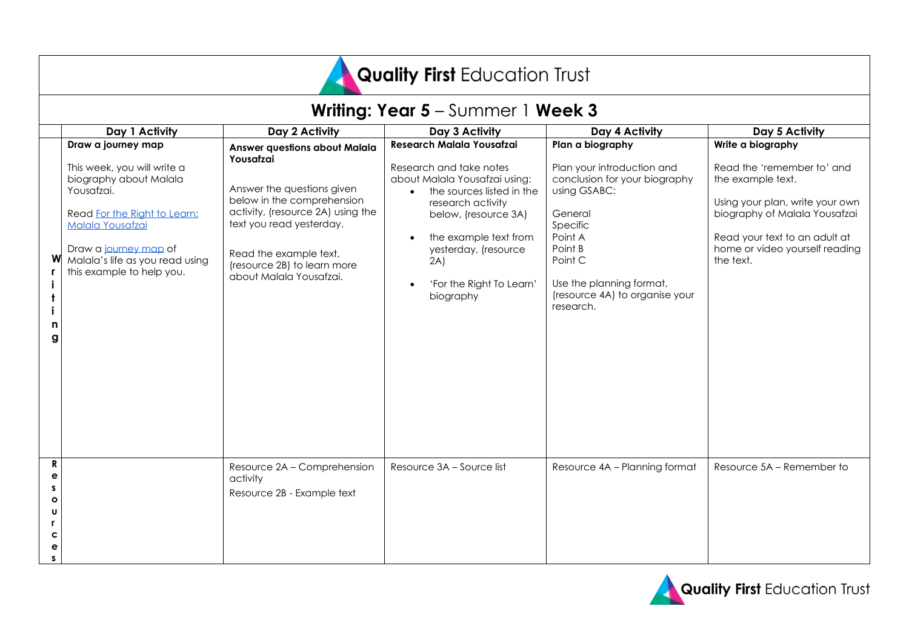# Quality First Education Trust

## Writing: Year 5 – Summer 1 Week 3

| | Day 1 Activity | Day 2 Activity | Day 3 Activity | Day 4 Activity | Day 5 Activity |
|---|---|---|---|---|---|
| Writing | **Draw a journey map**<br><br>This week, you will write a biography about Malala Yousafzai.<br><br>Read For the Right to Learn: Malala Yousafzai<br><br>Draw a journey map of Malala's life as you read using this example to help you. | **Answer questions about Malala Yousafzai**<br><br>Answer the questions given below in the comprehension activity, (resource 2A) using the text you read yesterday.<br><br>Read the example text, (resource 2B) to learn more about Malala Yousafzai. | **Research Malala Yousafzai**<br><br>Research and take notes about Malala Yousafzai using:<br>• the sources listed in the research activity below, (resource 3A)<br>• the example text from yesterday, (resource 2A)<br>• 'For the Right To Learn' biography | **Plan a biography**<br><br>Plan your introduction and conclusion for your biography using GSABC:<br><br>General<br>Specific<br>Point A<br>Point B<br>Point C<br><br>Use the planning format, (resource 4A) to organise your research. | **Write a biography**<br><br>Read the 'remember to' and the example text.<br><br>Using your plan, write your own biography of Malala Yousafzai<br><br>Read your text to an adult at home or video yourself reading the text. |
| Resources | | Resource 2A – Comprehension activity<br>Resource 2B - Example text | Resource 3A – Source list | Resource 4A – Planning format | Resource 5A – Remember to |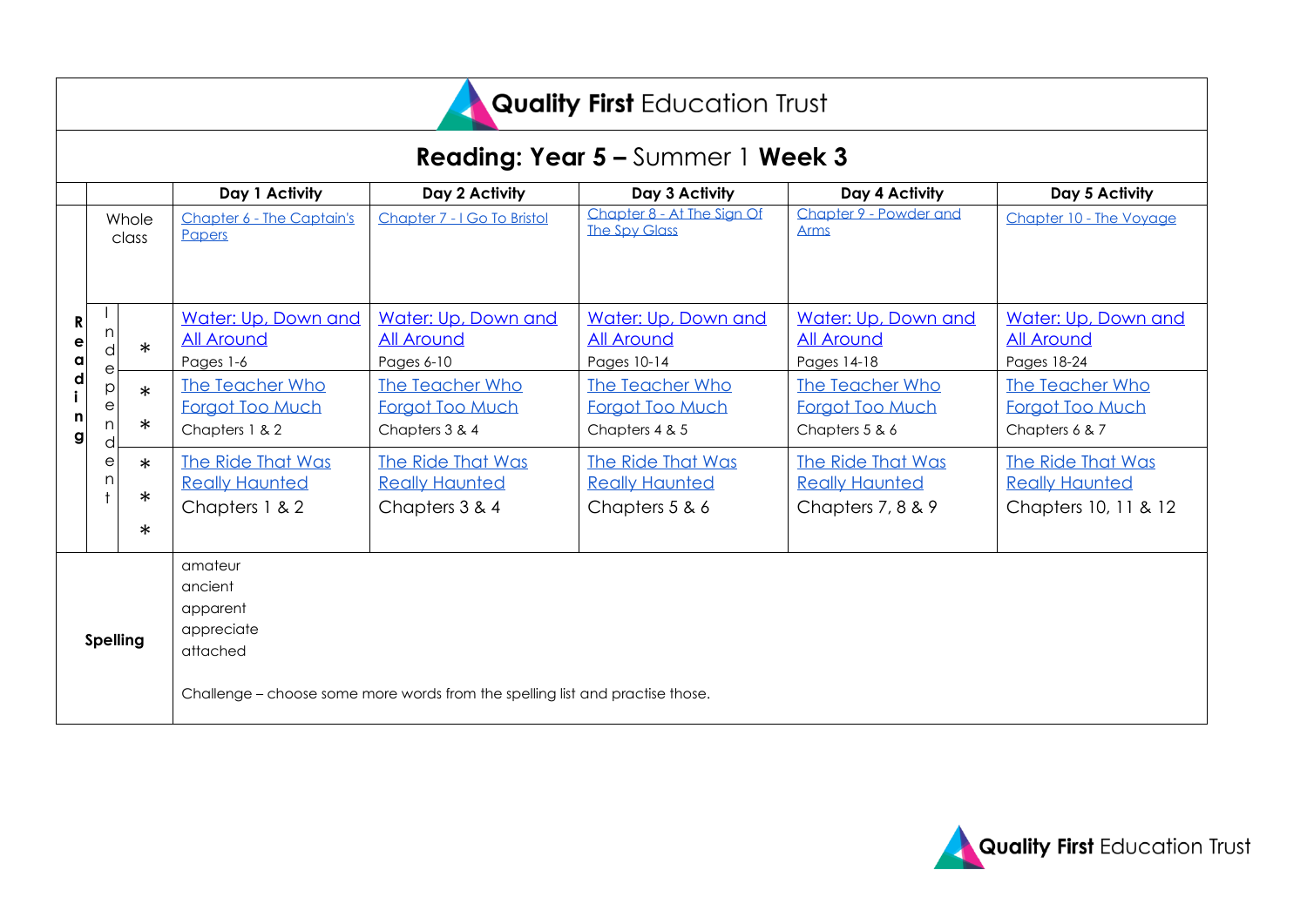**Quality First Education Trust**

# Reading: Year 5 – Summer 1 Week 3

| | | | Day 1 Activity | Day 2 Activity | Day 3 Activity | Day 4 Activity | Day 5 Activity |
|---|---|---|---|---|---|---|---|
| Reading | Whole class | | Chapter 6 - The Captain's Papers | Chapter 7 - I Go To Bristol | Chapter 8 - At The Sign Of The Spy Glass | Chapter 9 - Powder and Arms | Chapter 10 - The Voyage |
| | Independent | * | Water: Up, Down and All Around<br>Pages 1-6 | Water: Up, Down and All Around<br>Pages 6-10 | Water: Up, Down and All Around<br>Pages 10-14 | Water: Up, Down and All Around<br>Pages 14-18 | Water: Up, Down and All Around<br>Pages 18-24 |
| | | ** | The Teacher Who Forgot Too Much<br>Chapters 1 & 2 | The Teacher Who Forgot Too Much<br>Chapters 3 & 4 | The Teacher Who Forgot Too Much<br>Chapters 4 & 5 | The Teacher Who Forgot Too Much<br>Chapters 5 & 6 | The Teacher Who Forgot Too Much<br>Chapters 6 & 7 |
| | | *** | The Ride That Was Really Haunted<br>Chapters 1 & 2 | The Ride That Was Really Haunted<br>Chapters 3 & 4 | The Ride That Was Really Haunted<br>Chapters 5 & 6 | The Ride That Was Really Haunted<br>Chapters 7, 8 & 9 | The Ride That Was Really Haunted<br>Chapters 10, 11 & 12 |
| **Spelling** | | | amateur<br>ancient<br>apparent<br>appreciate<br>attached<br><br>Challenge – choose some more words from the spelling list and practise those. | | | | |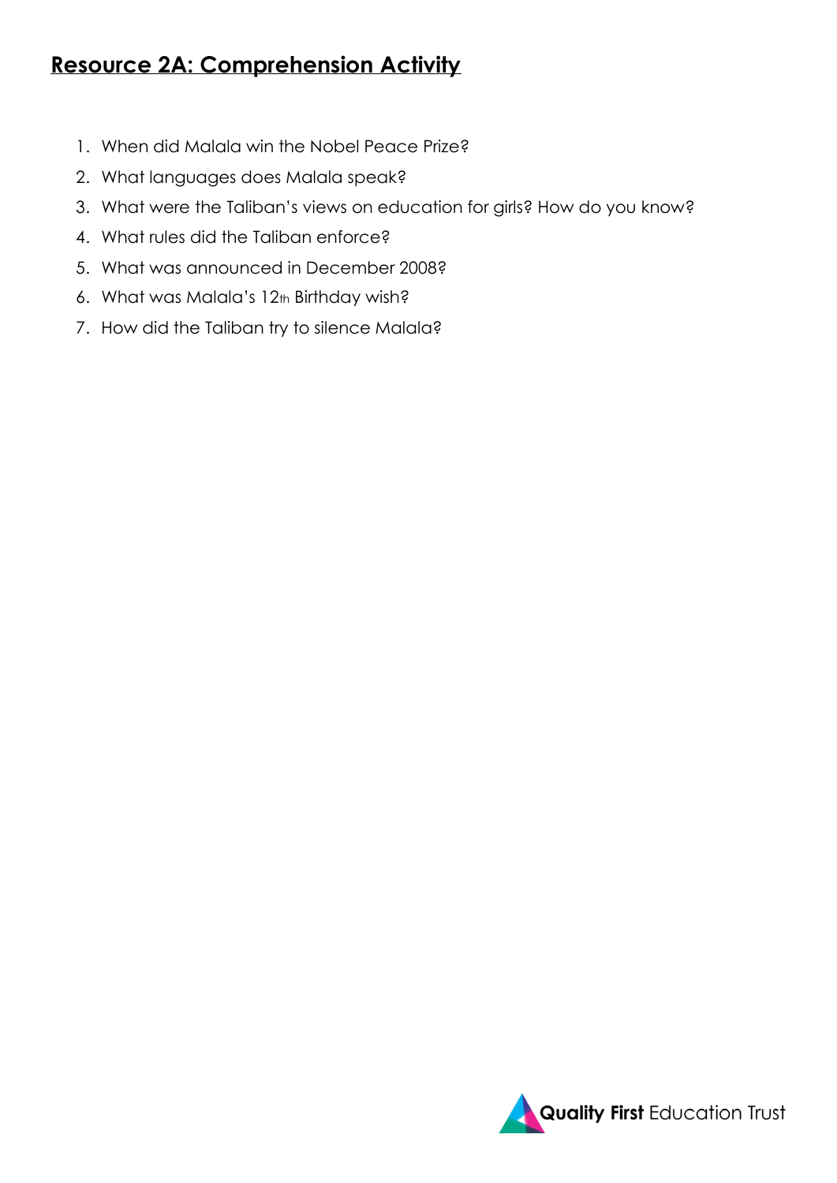## Resource 2A: Comprehension Activity

1. When did Malala win the Nobel Peace Prize?
2. What languages does Malala speak?
3. What were the Taliban's views on education for girls? How do you know?
4. What rules did the Taliban enforce?
5. What was announced in December 2008?
6. What was Malala's 12th Birthday wish?
7. How did the Taliban try to silence Malala?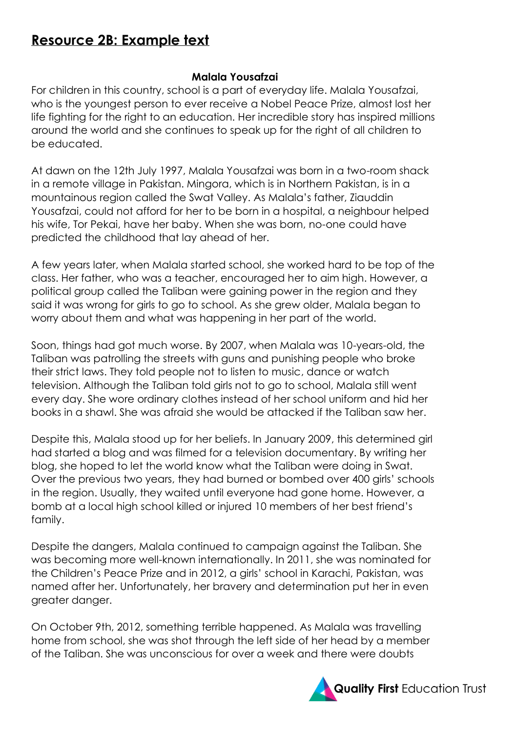## Resource 2B: Example text

**Malala Yousafzai**

For children in this country, school is a part of everyday life. Malala Yousafzai, who is the youngest person to ever receive a Nobel Peace Prize, almost lost her life fighting for the right to an education. Her incredible story has inspired millions around the world and she continues to speak up for the right of all children to be educated.

At dawn on the 12th July 1997, Malala Yousafzai was born in a two-room shack in a remote village in Pakistan. Mingora, which is in Northern Pakistan, is in a mountainous region called the Swat Valley. As Malala's father, Ziauddin Yousafzai, could not afford for her to be born in a hospital, a neighbour helped his wife, Tor Pekai, have her baby. When she was born, no-one could have predicted the childhood that lay ahead of her.

A few years later, when Malala started school, she worked hard to be top of the class. Her father, who was a teacher, encouraged her to aim high. However, a political group called the Taliban were gaining power in the region and they said it was wrong for girls to go to school. As she grew older, Malala began to worry about them and what was happening in her part of the world.

Soon, things had got much worse. By 2007, when Malala was 10-years-old, the Taliban was patrolling the streets with guns and punishing people who broke their strict laws. They told people not to listen to music, dance or watch television. Although the Taliban told girls not to go to school, Malala still went every day. She wore ordinary clothes instead of her school uniform and hid her books in a shawl. She was afraid she would be attacked if the Taliban saw her.

Despite this, Malala stood up for her beliefs. In January 2009, this determined girl had started a blog and was filmed for a television documentary. By writing her blog, she hoped to let the world know what the Taliban were doing in Swat. Over the previous two years, they had burned or bombed over 400 girls' schools in the region. Usually, they waited until everyone had gone home. However, a bomb at a local high school killed or injured 10 members of her best friend's family.

Despite the dangers, Malala continued to campaign against the Taliban. She was becoming more well-known internationally. In 2011, she was nominated for the Children's Peace Prize and in 2012, a girls' school in Karachi, Pakistan, was named after her. Unfortunately, her bravery and determination put her in even greater danger.

On October 9th, 2012, something terrible happened. As Malala was travelling home from school, she was shot through the left side of her head by a member of the Taliban. She was unconscious for over a week and there were doubts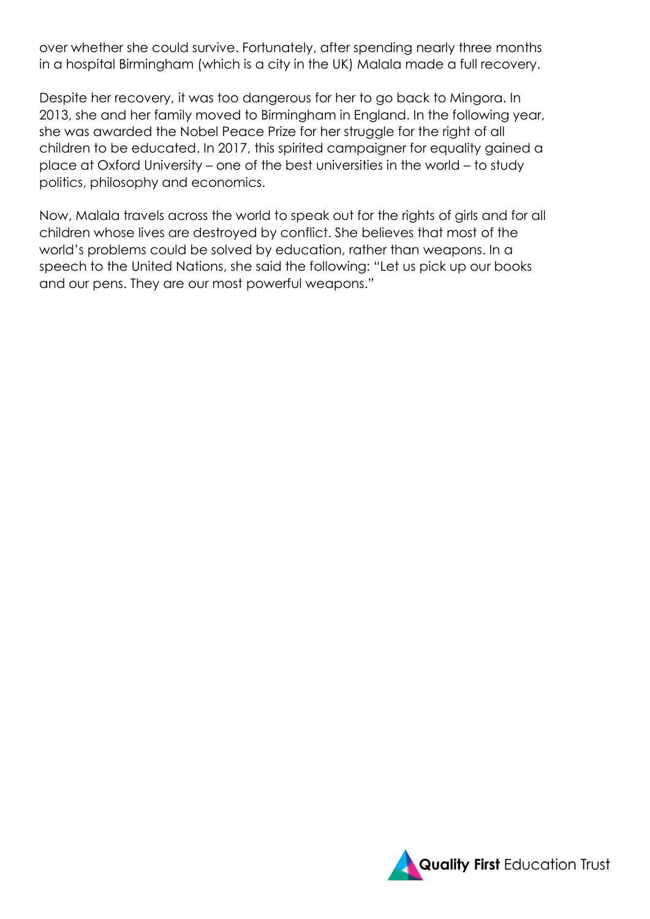over whether she could survive. Fortunately, after spending nearly three months in a hospital Birmingham (which is a city in the UK) Malala made a full recovery.

Despite her recovery, it was too dangerous for her to go back to Mingora. In 2013, she and her family moved to Birmingham in England. In the following year, she was awarded the Nobel Peace Prize for her struggle for the right of all children to be educated. In 2017, this spirited campaigner for equality gained a place at Oxford University – one of the best universities in the world – to study politics, philosophy and economics.

Now, Malala travels across the world to speak out for the rights of girls and for all children whose lives are destroyed by conflict. She believes that most of the world's problems could be solved by education, rather than weapons. In a speech to the United Nations, she said the following: "Let us pick up our books and our pens. They are our most powerful weapons."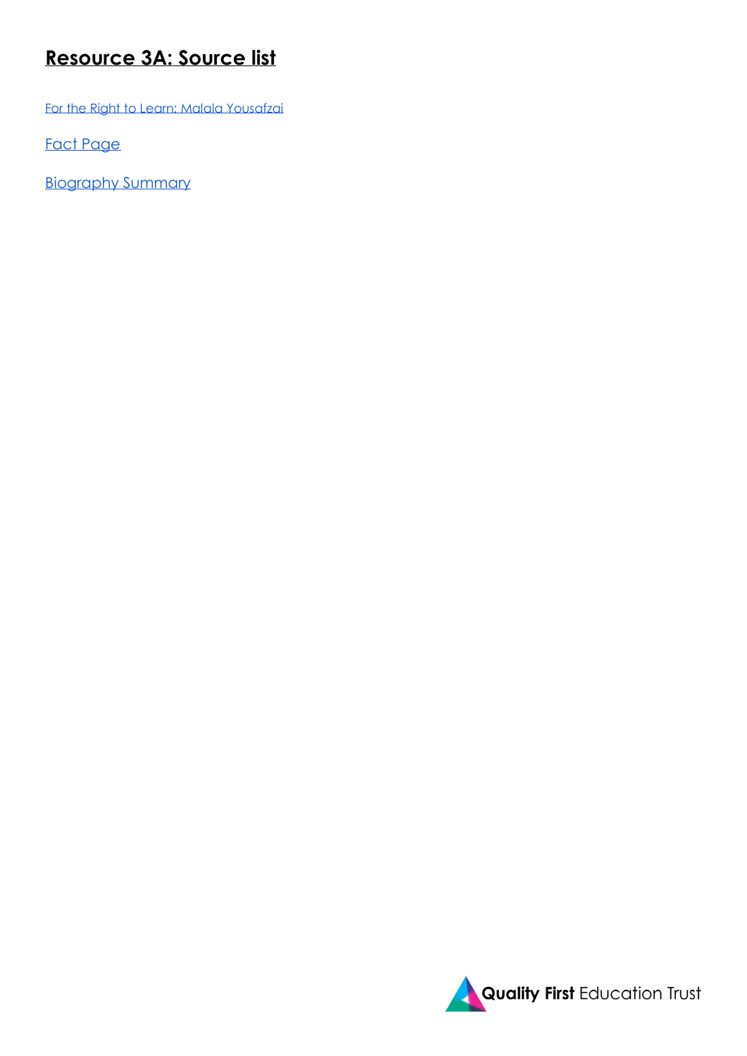# Resource 3A: Source list

For the Right to Learn: Malala Yousafzai

Fact Page

Biography Summary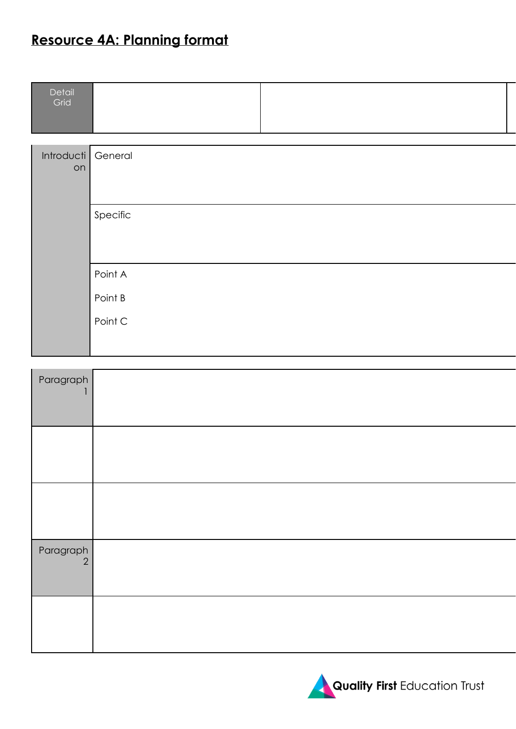## Resource 4A: Planning format

| Detail Grid | | |
|---|---|---|

| Introduction | General |
|---|---|
| | Specific |
| | Point A<br><br>Point B<br><br>Point C |

| Paragraph 1 | |
|---|---|
| | |
| | |
| Paragraph 2 | |
| | |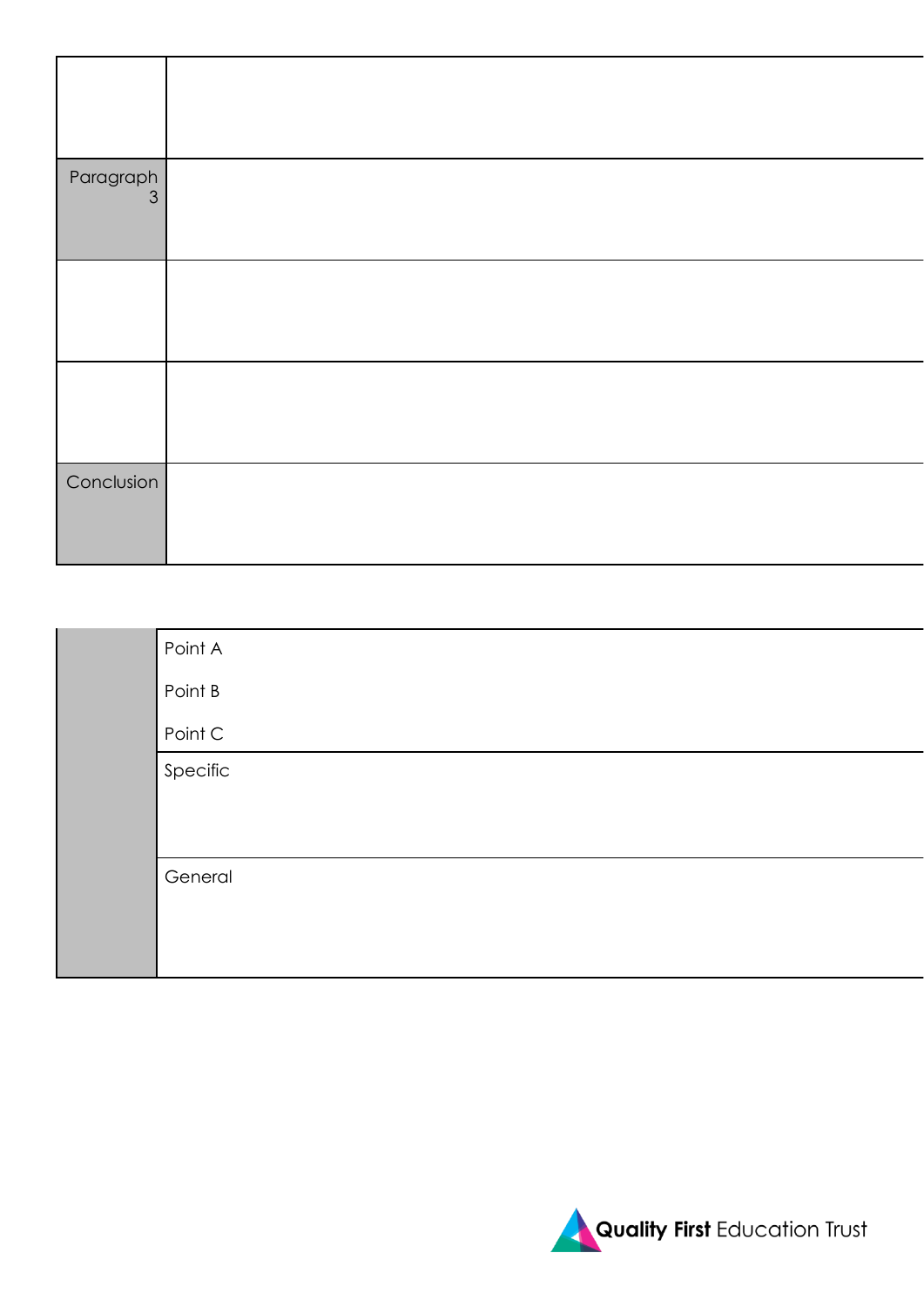| | |
|---|---|
| | |
| Paragraph 3 | |
| | |
| | |
| Conclusion | |

| | |
|---|---|
| | Point A<br><br>Point B<br><br>Point C |
| | Specific |
| | General |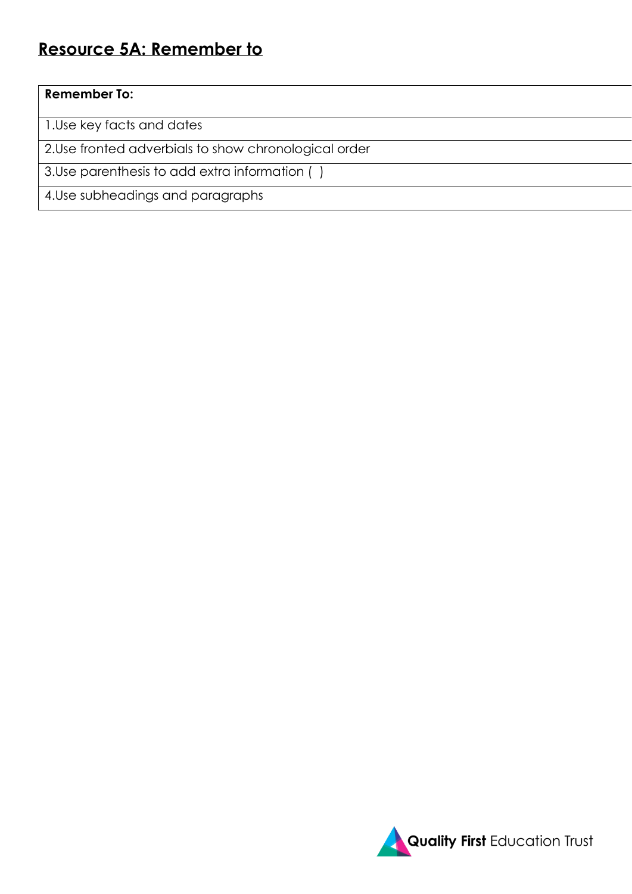## Resource 5A: Remember to

| Remember To: |
|---|
| 1.Use key facts and dates |
| 2.Use fronted adverbials to show chronological order |
| 3.Use parenthesis to add extra information ( ) |
| 4.Use subheadings and paragraphs |

Quality First Education Trust